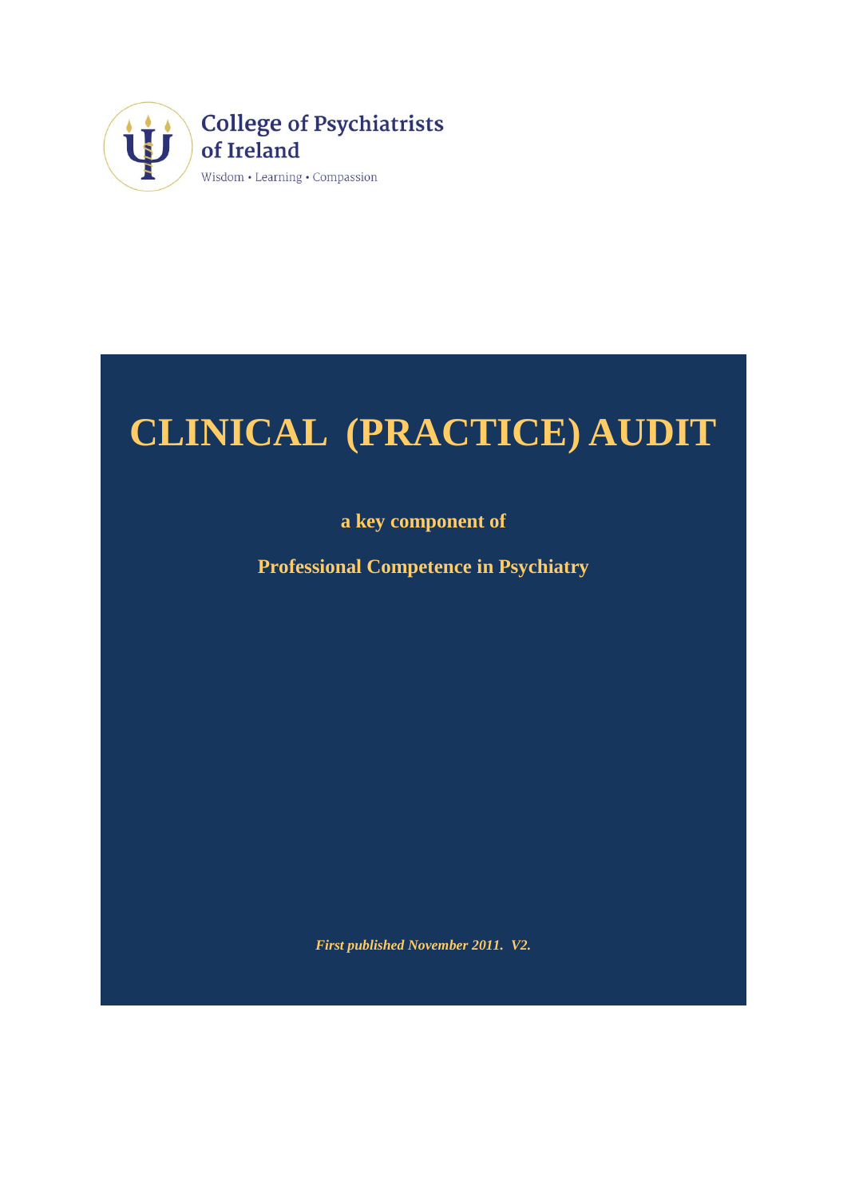College of Psychiatrists of Ireland

Wisdom • Learning • Compassion

# CLINICAL (PRACTICE) AUDIT

**a key component of**

**Professional Competence in Psychiatry**

***First published November 2011. V2.***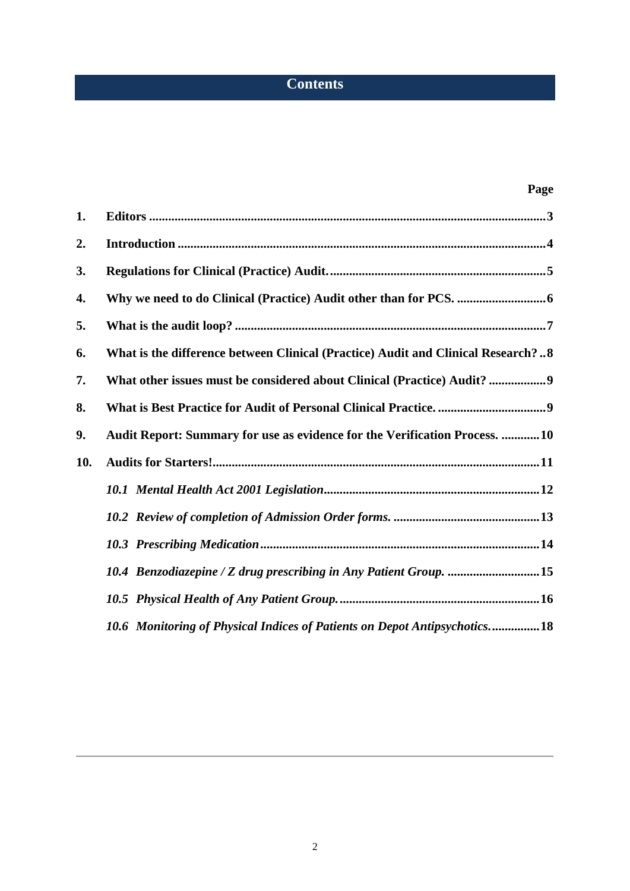# Contents

| | | Page |
|---|---|---|
| **1.** | **Editors** | **3** |
| **2.** | **Introduction** | **4** |
| **3.** | **Regulations for Clinical (Practice) Audit.** | **5** |
| **4.** | **Why we need to do Clinical (Practice) Audit other than for PCS.** | **6** |
| **5.** | **What is the audit loop?** | **7** |
| **6.** | **What is the difference between Clinical (Practice) Audit and Clinical Research?** | **8** |
| **7.** | **What other issues must be considered about Clinical (Practice) Audit?** | **9** |
| **8.** | **What is Best Practice for Audit of Personal Clinical Practice.** | **9** |
| **9.** | **Audit Report: Summary for use as evidence for the Verification Process.** | **10** |
| **10.** | **Audits for Starters!** | **11** |
| | ***10.1 Mental Health Act 2001 Legislation*** | ***12*** |
| | ***10.2 Review of completion of Admission Order forms.*** | ***13*** |
| | ***10.3 Prescribing Medication*** | ***14*** |
| | ***10.4 Benzodiazepine / Z drug prescribing in Any Patient Group.*** | ***15*** |
| | ***10.5 Physical Health of Any Patient Group.*** | ***16*** |
| | ***10.6 Monitoring of Physical Indices of Patients on Depot Antipsychotics.*** | ***18*** |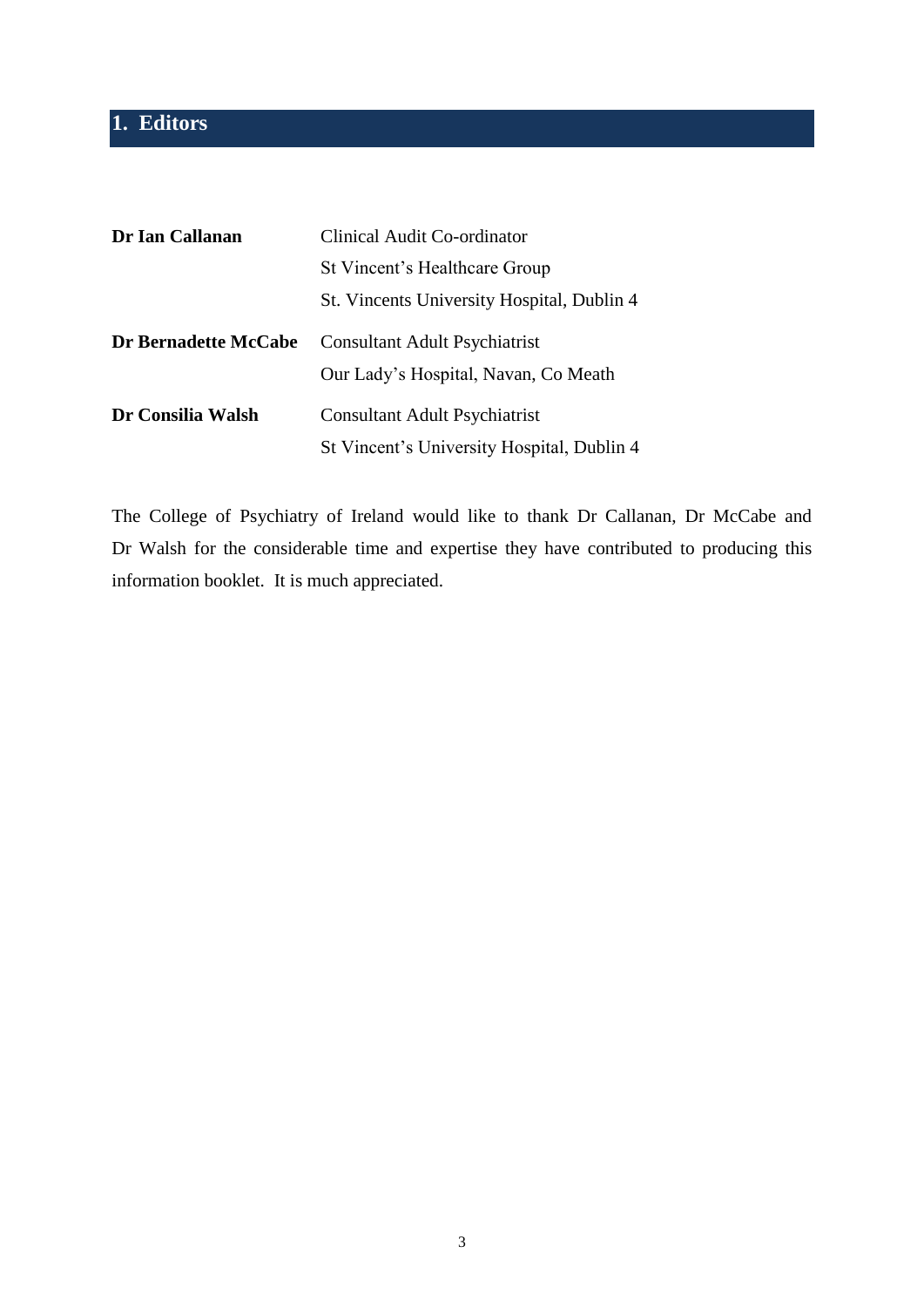# 1. Editors

| | |
|---|---|
| **Dr Ian Callanan** | Clinical Audit Co-ordinator<br>St Vincent's Healthcare Group<br>St. Vincents University Hospital, Dublin 4 |
| **Dr Bernadette McCabe** | Consultant Adult Psychiatrist<br>Our Lady's Hospital, Navan, Co Meath |
| **Dr Consilia Walsh** | Consultant Adult Psychiatrist<br>St Vincent's University Hospital, Dublin 4 |

The College of Psychiatry of Ireland would like to thank Dr Callanan, Dr McCabe and Dr Walsh for the considerable time and expertise they have contributed to producing this information booklet. It is much appreciated.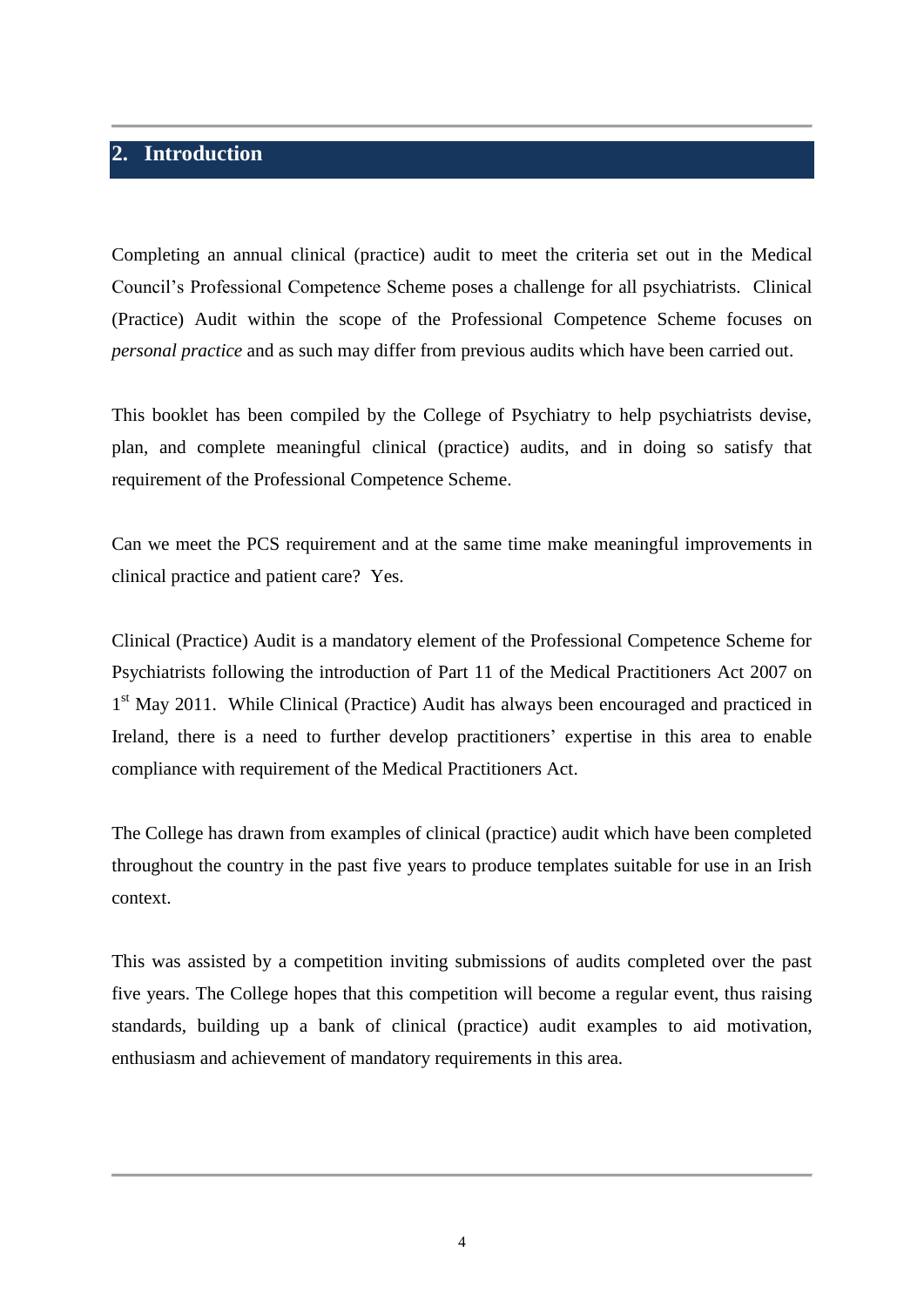## 2. Introduction

Completing an annual clinical (practice) audit to meet the criteria set out in the Medical Council's Professional Competence Scheme poses a challenge for all psychiatrists. Clinical (Practice) Audit within the scope of the Professional Competence Scheme focuses on *personal practice* and as such may differ from previous audits which have been carried out.

This booklet has been compiled by the College of Psychiatry to help psychiatrists devise, plan, and complete meaningful clinical (practice) audits, and in doing so satisfy that requirement of the Professional Competence Scheme.

Can we meet the PCS requirement and at the same time make meaningful improvements in clinical practice and patient care? Yes.

Clinical (Practice) Audit is a mandatory element of the Professional Competence Scheme for Psychiatrists following the introduction of Part 11 of the Medical Practitioners Act 2007 on 1st May 2011. While Clinical (Practice) Audit has always been encouraged and practiced in Ireland, there is a need to further develop practitioners' expertise in this area to enable compliance with requirement of the Medical Practitioners Act.

The College has drawn from examples of clinical (practice) audit which have been completed throughout the country in the past five years to produce templates suitable for use in an Irish context.

This was assisted by a competition inviting submissions of audits completed over the past five years. The College hopes that this competition will become a regular event, thus raising standards, building up a bank of clinical (practice) audit examples to aid motivation, enthusiasm and achievement of mandatory requirements in this area.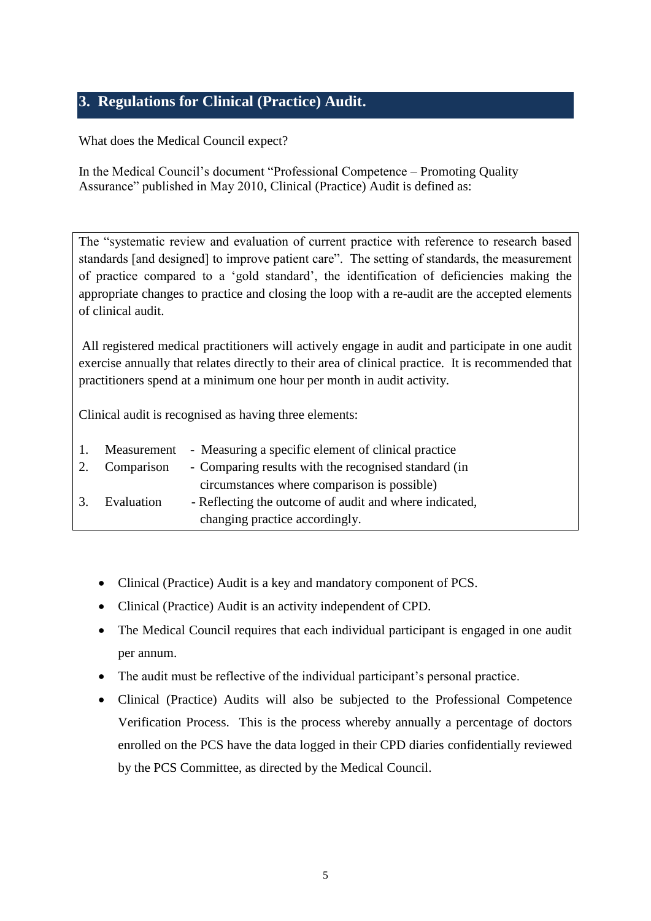## 3. Regulations for Clinical (Practice) Audit.

What does the Medical Council expect?

In the Medical Council's document "Professional Competence – Promoting Quality Assurance" published in May 2010, Clinical (Practice) Audit is defined as:

> The "systematic review and evaluation of current practice with reference to research based standards [and designed] to improve patient care". The setting of standards, the measurement of practice compared to a 'gold standard', the identification of deficiencies making the appropriate changes to practice and closing the loop with a re-audit are the accepted elements of clinical audit.
>
> All registered medical practitioners will actively engage in audit and participate in one audit exercise annually that relates directly to their area of clinical practice. It is recommended that practitioners spend at a minimum one hour per month in audit activity.
>
> Clinical audit is recognised as having three elements:
>
> 1. Measurement - Measuring a specific element of clinical practice
> 2. Comparison - Comparing results with the recognised standard (in circumstances where comparison is possible)
> 3. Evaluation - Reflecting the outcome of audit and where indicated, changing practice accordingly.

- Clinical (Practice) Audit is a key and mandatory component of PCS.
- Clinical (Practice) Audit is an activity independent of CPD.
- The Medical Council requires that each individual participant is engaged in one audit per annum.
- The audit must be reflective of the individual participant's personal practice.
- Clinical (Practice) Audits will also be subjected to the Professional Competence Verification Process. This is the process whereby annually a percentage of doctors enrolled on the PCS have the data logged in their CPD diaries confidentially reviewed by the PCS Committee, as directed by the Medical Council.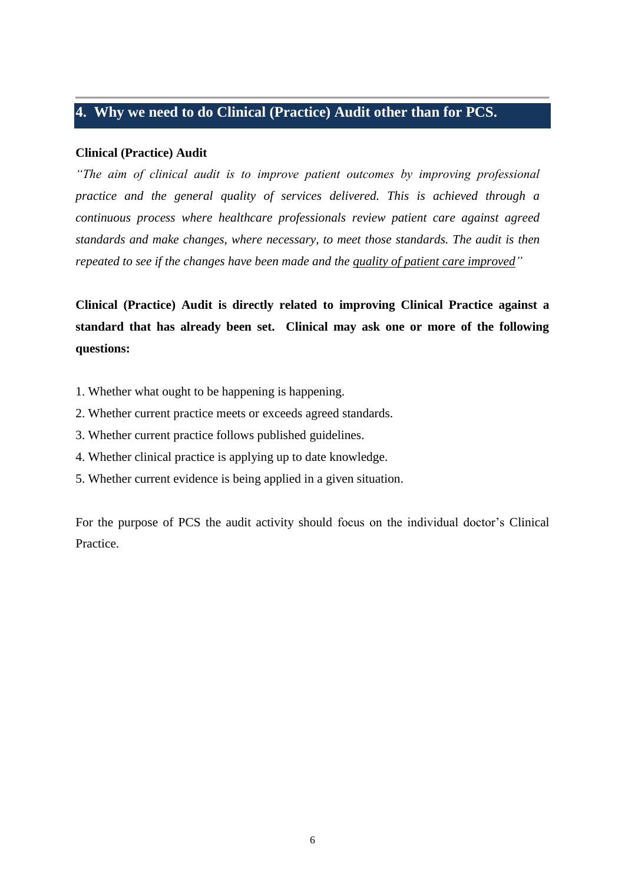## 4. Why we need to do Clinical (Practice) Audit other than for PCS.

**Clinical (Practice) Audit**

*"The aim of clinical audit is to improve patient outcomes by improving professional practice and the general quality of services delivered. This is achieved through a continuous process where healthcare professionals review patient care against agreed standards and make changes, where necessary, to meet those standards. The audit is then repeated to see if the changes have been made and the quality of patient care improved"*

**Clinical (Practice) Audit is directly related to improving Clinical Practice against a standard that has already been set. Clinical may ask one or more of the following questions:**

1. Whether what ought to be happening is happening.
2. Whether current practice meets or exceeds agreed standards.
3. Whether current practice follows published guidelines.
4. Whether clinical practice is applying up to date knowledge.
5. Whether current evidence is being applied in a given situation.

For the purpose of PCS the audit activity should focus on the individual doctor's Clinical Practice.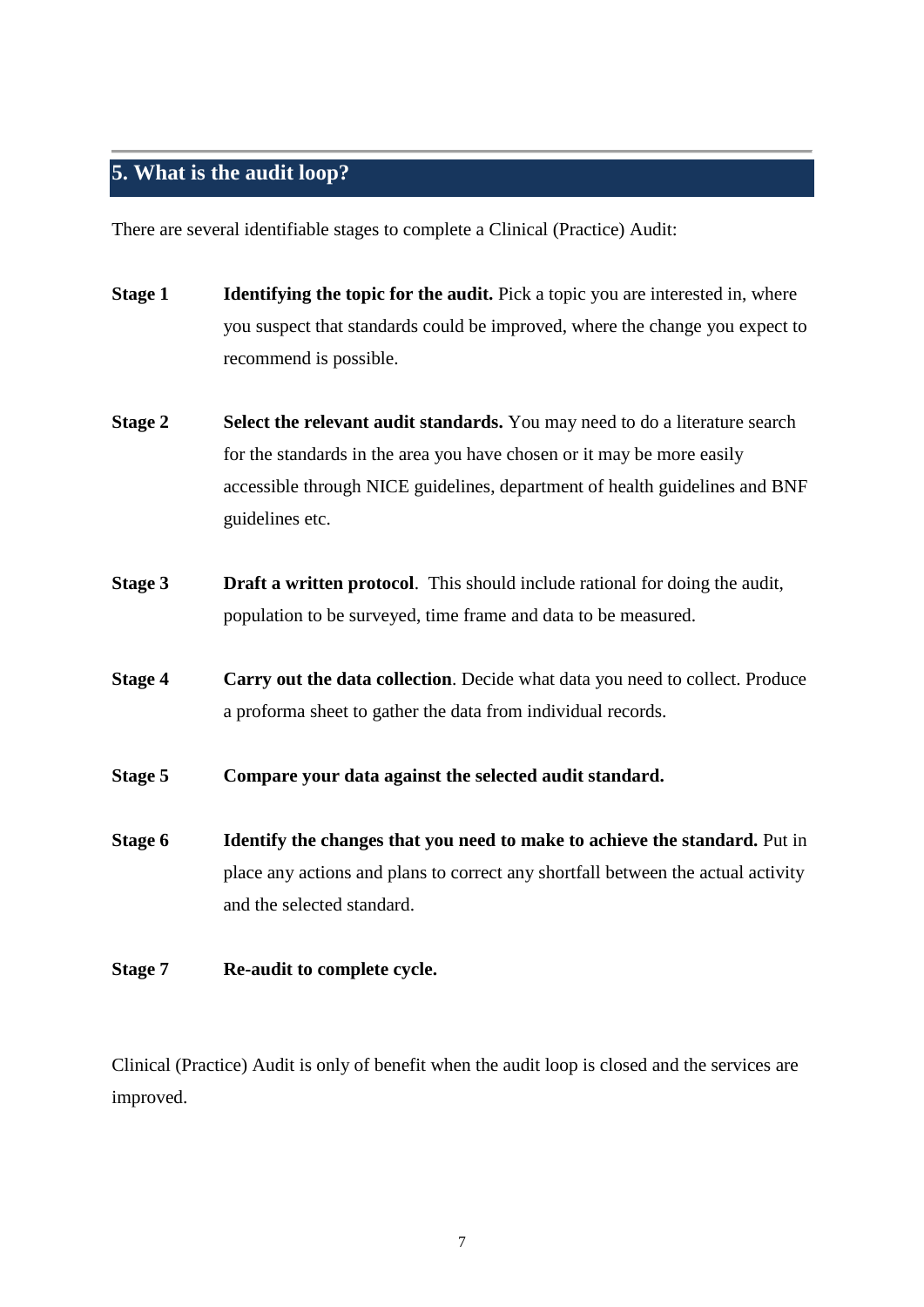## 5. What is the audit loop?

There are several identifiable stages to complete a Clinical (Practice) Audit:

**Stage 1** **Identifying the topic for the audit.** Pick a topic you are interested in, where you suspect that standards could be improved, where the change you expect to recommend is possible.

**Stage 2** **Select the relevant audit standards.** You may need to do a literature search for the standards in the area you have chosen or it may be more easily accessible through NICE guidelines, department of health guidelines and BNF guidelines etc.

**Stage 3** **Draft a written protocol**. This should include rational for doing the audit, population to be surveyed, time frame and data to be measured.

**Stage 4** **Carry out the data collection**. Decide what data you need to collect. Produce a proforma sheet to gather the data from individual records.

**Stage 5** **Compare your data against the selected audit standard.**

**Stage 6** **Identify the changes that you need to make to achieve the standard.** Put in place any actions and plans to correct any shortfall between the actual activity and the selected standard.

**Stage 7** **Re-audit to complete cycle.**

Clinical (Practice) Audit is only of benefit when the audit loop is closed and the services are improved.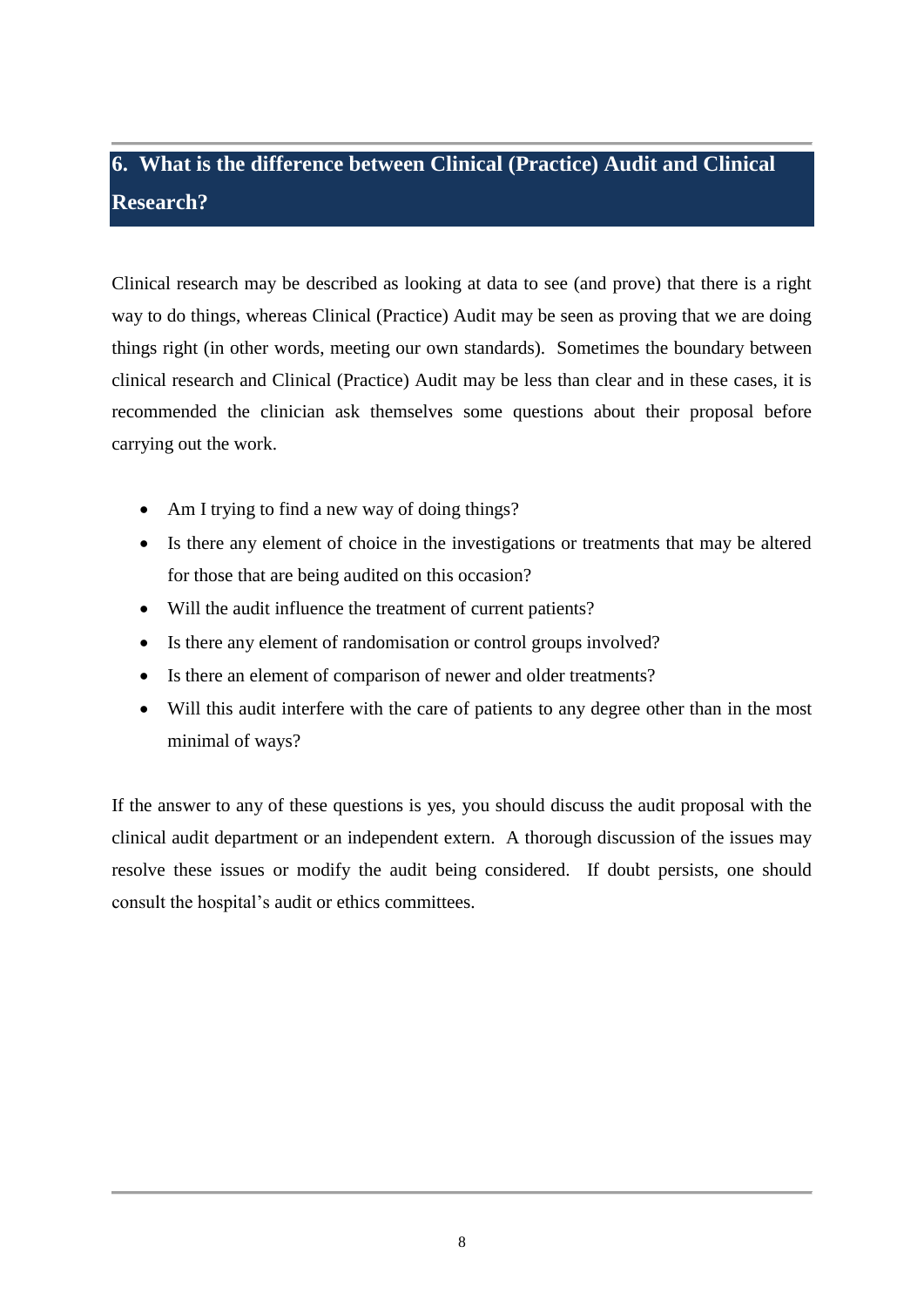## 6. What is the difference between Clinical (Practice) Audit and Clinical Research?

Clinical research may be described as looking at data to see (and prove) that there is a right way to do things, whereas Clinical (Practice) Audit may be seen as proving that we are doing things right (in other words, meeting our own standards). Sometimes the boundary between clinical research and Clinical (Practice) Audit may be less than clear and in these cases, it is recommended the clinician ask themselves some questions about their proposal before carrying out the work.

- Am I trying to find a new way of doing things?
- Is there any element of choice in the investigations or treatments that may be altered for those that are being audited on this occasion?
- Will the audit influence the treatment of current patients?
- Is there any element of randomisation or control groups involved?
- Is there an element of comparison of newer and older treatments?
- Will this audit interfere with the care of patients to any degree other than in the most minimal of ways?

If the answer to any of these questions is yes, you should discuss the audit proposal with the clinical audit department or an independent extern. A thorough discussion of the issues may resolve these issues or modify the audit being considered. If doubt persists, one should consult the hospital's audit or ethics committees.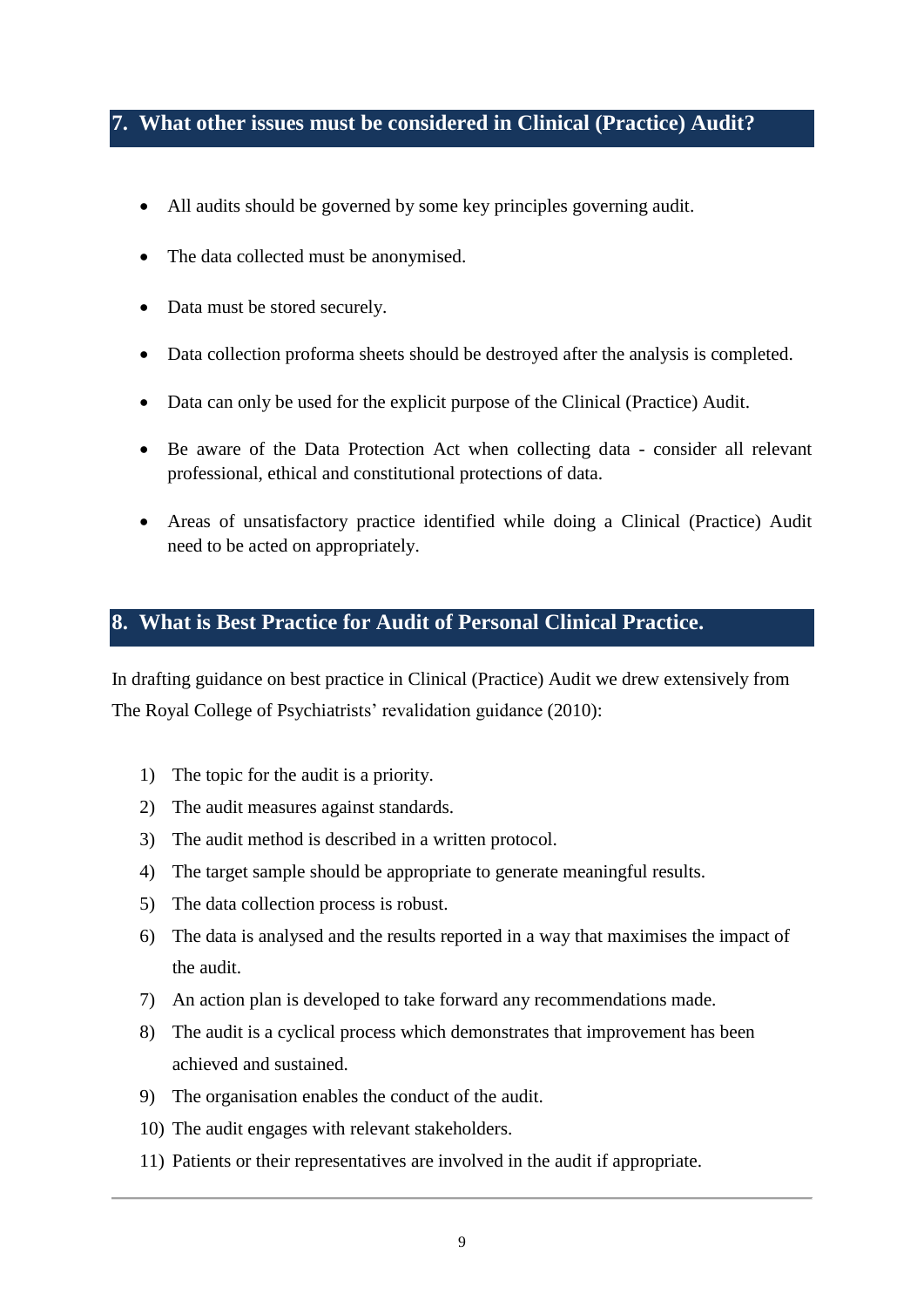## 7. What other issues must be considered in Clinical (Practice) Audit?

- All audits should be governed by some key principles governing audit.
- The data collected must be anonymised.
- Data must be stored securely.
- Data collection proforma sheets should be destroyed after the analysis is completed.
- Data can only be used for the explicit purpose of the Clinical (Practice) Audit.
- Be aware of the Data Protection Act when collecting data - consider all relevant professional, ethical and constitutional protections of data.
- Areas of unsatisfactory practice identified while doing a Clinical (Practice) Audit need to be acted on appropriately.

## 8. What is Best Practice for Audit of Personal Clinical Practice.

In drafting guidance on best practice in Clinical (Practice) Audit we drew extensively from The Royal College of Psychiatrists' revalidation guidance (2010):

1) The topic for the audit is a priority.
2) The audit measures against standards.
3) The audit method is described in a written protocol.
4) The target sample should be appropriate to generate meaningful results.
5) The data collection process is robust.
6) The data is analysed and the results reported in a way that maximises the impact of the audit.
7) An action plan is developed to take forward any recommendations made.
8) The audit is a cyclical process which demonstrates that improvement has been achieved and sustained.
9) The organisation enables the conduct of the audit.
10) The audit engages with relevant stakeholders.
11) Patients or their representatives are involved in the audit if appropriate.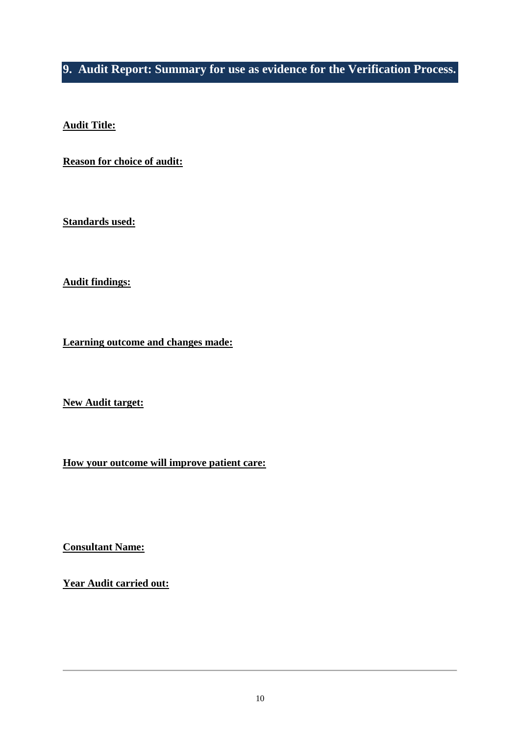## 9. Audit Report: Summary for use as evidence for the Verification Process.

**Audit Title:**

**Reason for choice of audit:**

**Standards used:**

**Audit findings:**

**Learning outcome and changes made:**

**New Audit target:**

**How your outcome will improve patient care:**

**Consultant Name:**

**Year Audit carried out:**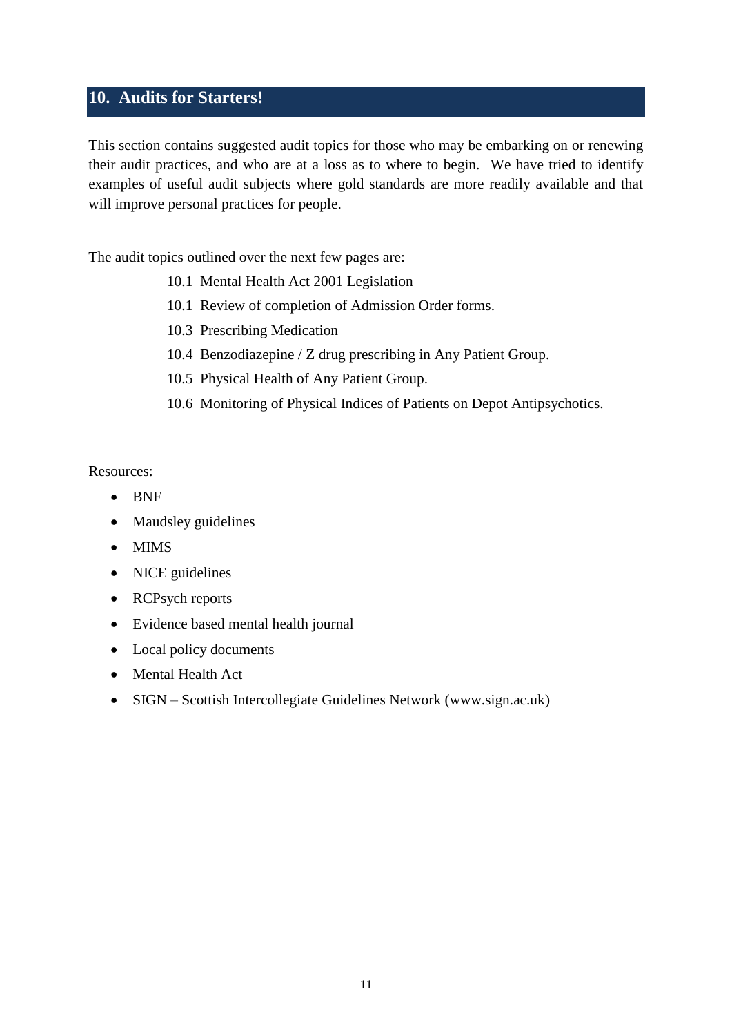## 10. Audits for Starters!

This section contains suggested audit topics for those who may be embarking on or renewing their audit practices, and who are at a loss as to where to begin. We have tried to identify examples of useful audit subjects where gold standards are more readily available and that will improve personal practices for people.

The audit topics outlined over the next few pages are:

10.1 Mental Health Act 2001 Legislation
10.1 Review of completion of Admission Order forms.
10.3 Prescribing Medication
10.4 Benzodiazepine / Z drug prescribing in Any Patient Group.
10.5 Physical Health of Any Patient Group.
10.6 Monitoring of Physical Indices of Patients on Depot Antipsychotics.

Resources:

- BNF
- Maudsley guidelines
- MIMS
- NICE guidelines
- RCPsych reports
- Evidence based mental health journal
- Local policy documents
- Mental Health Act
- SIGN – Scottish Intercollegiate Guidelines Network (www.sign.ac.uk)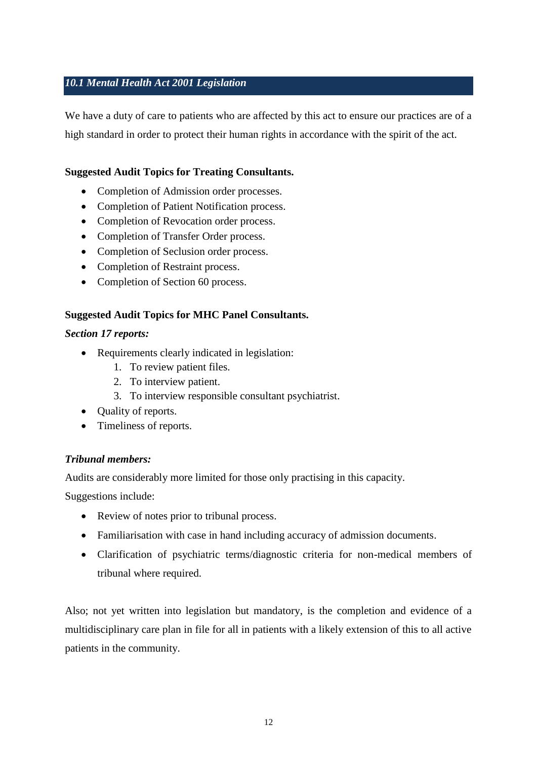## *10.1 Mental Health Act 2001 Legislation*

We have a duty of care to patients who are affected by this act to ensure our practices are of a high standard in order to protect their human rights in accordance with the spirit of the act.

**Suggested Audit Topics for Treating Consultants.**

- Completion of Admission order processes.
- Completion of Patient Notification process.
- Completion of Revocation order process.
- Completion of Transfer Order process.
- Completion of Seclusion order process.
- Completion of Restraint process.
- Completion of Section 60 process.

**Suggested Audit Topics for MHC Panel Consultants.**

***Section 17 reports:***

- Requirements clearly indicated in legislation:
  1. To review patient files.
  2. To interview patient.
  3. To interview responsible consultant psychiatrist.
- Quality of reports.
- Timeliness of reports.

***Tribunal members:***

Audits are considerably more limited for those only practising in this capacity.

Suggestions include:

- Review of notes prior to tribunal process.
- Familiarisation with case in hand including accuracy of admission documents.
- Clarification of psychiatric terms/diagnostic criteria for non-medical members of tribunal where required.

Also; not yet written into legislation but mandatory, is the completion and evidence of a multidisciplinary care plan in file for all in patients with a likely extension of this to all active patients in the community.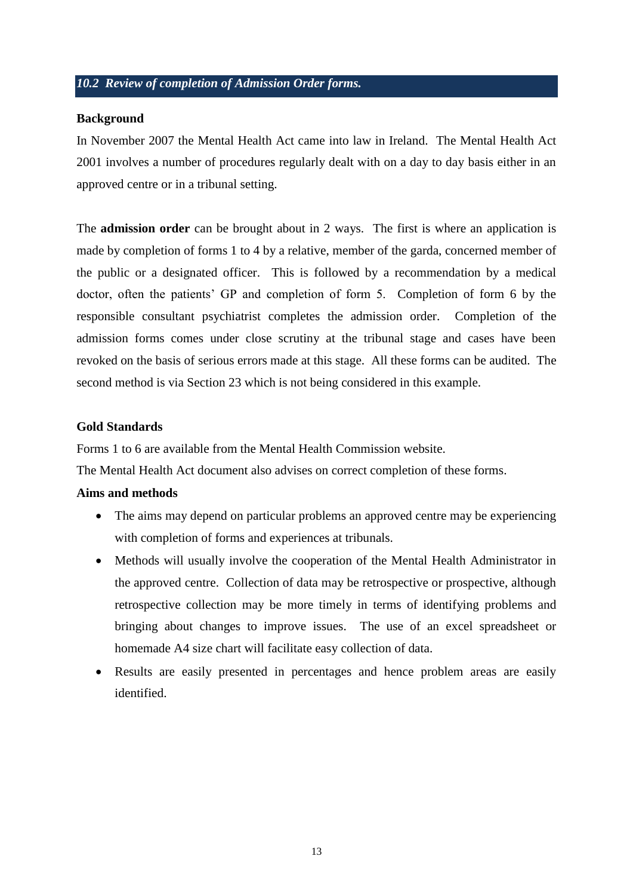## *10.2 Review of completion of Admission Order forms.*

**Background**

In November 2007 the Mental Health Act came into law in Ireland. The Mental Health Act 2001 involves a number of procedures regularly dealt with on a day to day basis either in an approved centre or in a tribunal setting.

The **admission order** can be brought about in 2 ways. The first is where an application is made by completion of forms 1 to 4 by a relative, member of the garda, concerned member of the public or a designated officer. This is followed by a recommendation by a medical doctor, often the patients' GP and completion of form 5. Completion of form 6 by the responsible consultant psychiatrist completes the admission order. Completion of the admission forms comes under close scrutiny at the tribunal stage and cases have been revoked on the basis of serious errors made at this stage. All these forms can be audited. The second method is via Section 23 which is not being considered in this example.

**Gold Standards**

Forms 1 to 6 are available from the Mental Health Commission website.

The Mental Health Act document also advises on correct completion of these forms.

**Aims and methods**

- The aims may depend on particular problems an approved centre may be experiencing with completion of forms and experiences at tribunals.
- Methods will usually involve the cooperation of the Mental Health Administrator in the approved centre. Collection of data may be retrospective or prospective, although retrospective collection may be more timely in terms of identifying problems and bringing about changes to improve issues. The use of an excel spreadsheet or homemade A4 size chart will facilitate easy collection of data.
- Results are easily presented in percentages and hence problem areas are easily identified.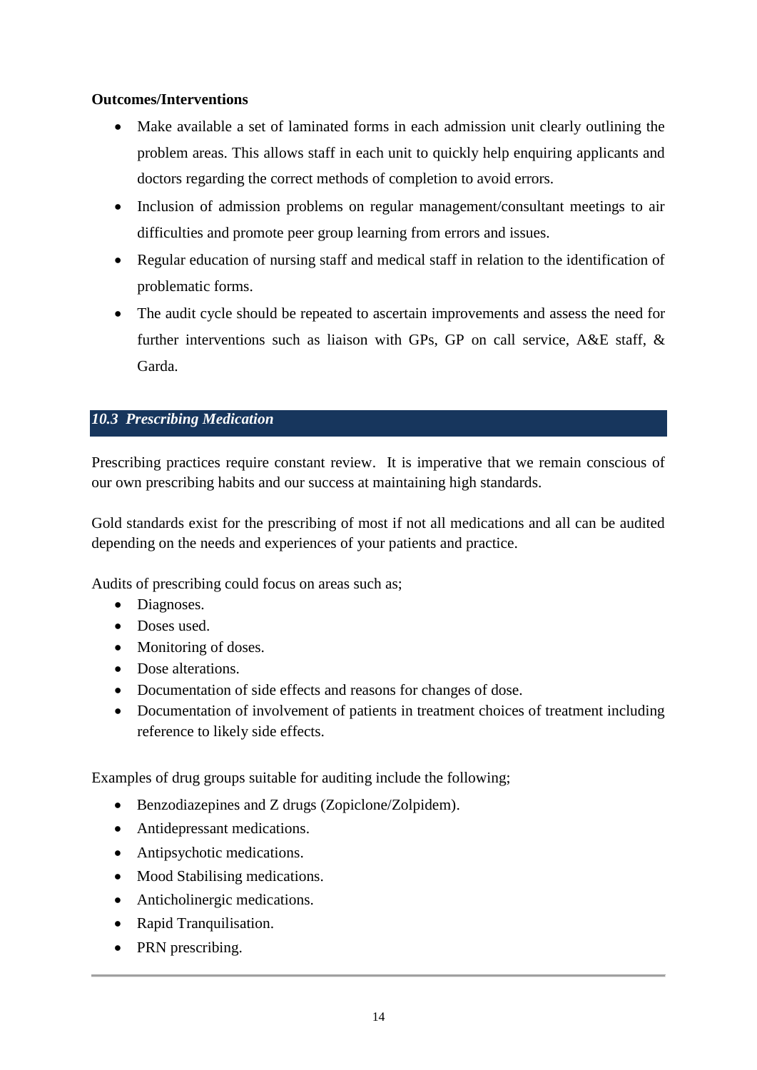**Outcomes/Interventions**

- Make available a set of laminated forms in each admission unit clearly outlining the problem areas. This allows staff in each unit to quickly help enquiring applicants and doctors regarding the correct methods of completion to avoid errors.
- Inclusion of admission problems on regular management/consultant meetings to air difficulties and promote peer group learning from errors and issues.
- Regular education of nursing staff and medical staff in relation to the identification of problematic forms.
- The audit cycle should be repeated to ascertain improvements and assess the need for further interventions such as liaison with GPs, GP on call service, A&E staff, & Garda.

## *10.3 Prescribing Medication*

Prescribing practices require constant review. It is imperative that we remain conscious of our own prescribing habits and our success at maintaining high standards.

Gold standards exist for the prescribing of most if not all medications and all can be audited depending on the needs and experiences of your patients and practice.

Audits of prescribing could focus on areas such as;

- Diagnoses.
- Doses used.
- Monitoring of doses.
- Dose alterations.
- Documentation of side effects and reasons for changes of dose.
- Documentation of involvement of patients in treatment choices of treatment including reference to likely side effects.

Examples of drug groups suitable for auditing include the following;

- Benzodiazepines and Z drugs (Zopiclone/Zolpidem).
- Antidepressant medications.
- Antipsychotic medications.
- Mood Stabilising medications.
- Anticholinergic medications.
- Rapid Tranquilisation.
- PRN prescribing.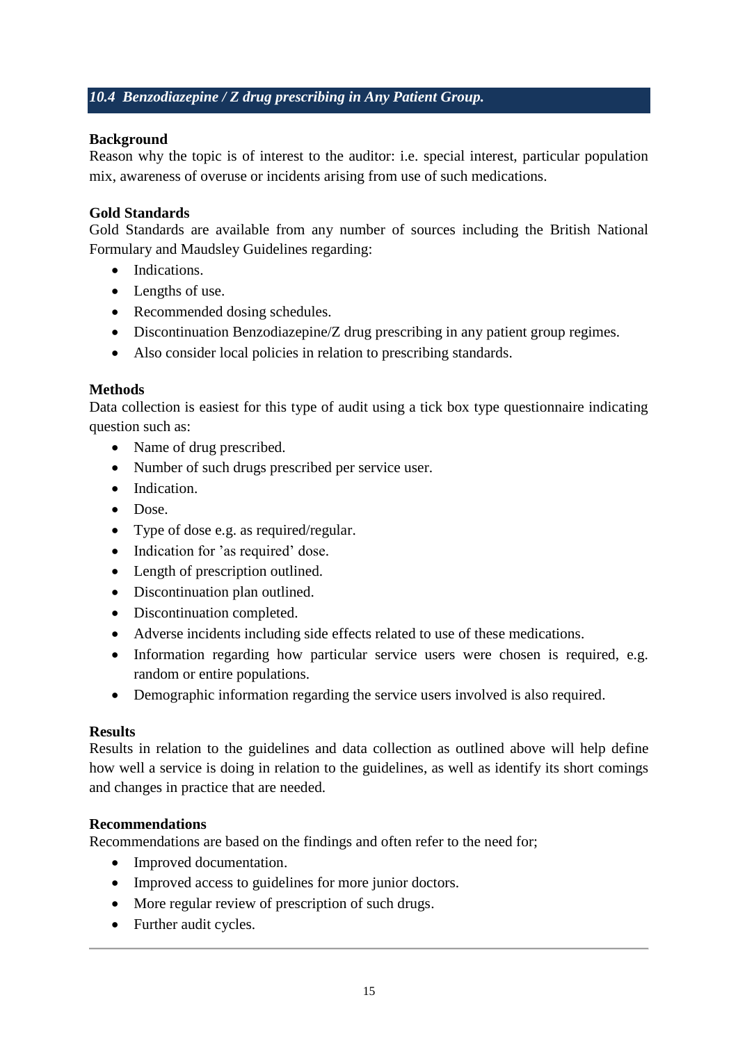## *10.4 Benzodiazepine / Z drug prescribing in Any Patient Group.*

**Background**

Reason why the topic is of interest to the auditor: i.e. special interest, particular population mix, awareness of overuse or incidents arising from use of such medications.

**Gold Standards**

Gold Standards are available from any number of sources including the British National Formulary and Maudsley Guidelines regarding:

- Indications.
- Lengths of use.
- Recommended dosing schedules.
- Discontinuation Benzodiazepine/Z drug prescribing in any patient group regimes.
- Also consider local policies in relation to prescribing standards.

**Methods**

Data collection is easiest for this type of audit using a tick box type questionnaire indicating question such as:

- Name of drug prescribed.
- Number of such drugs prescribed per service user.
- Indication.
- Dose.
- Type of dose e.g. as required/regular.
- Indication for 'as required' dose.
- Length of prescription outlined.
- Discontinuation plan outlined.
- Discontinuation completed.
- Adverse incidents including side effects related to use of these medications.
- Information regarding how particular service users were chosen is required, e.g. random or entire populations.
- Demographic information regarding the service users involved is also required.

**Results**

Results in relation to the guidelines and data collection as outlined above will help define how well a service is doing in relation to the guidelines, as well as identify its short comings and changes in practice that are needed.

**Recommendations**

Recommendations are based on the findings and often refer to the need for;

- Improved documentation.
- Improved access to guidelines for more junior doctors.
- More regular review of prescription of such drugs.
- Further audit cycles.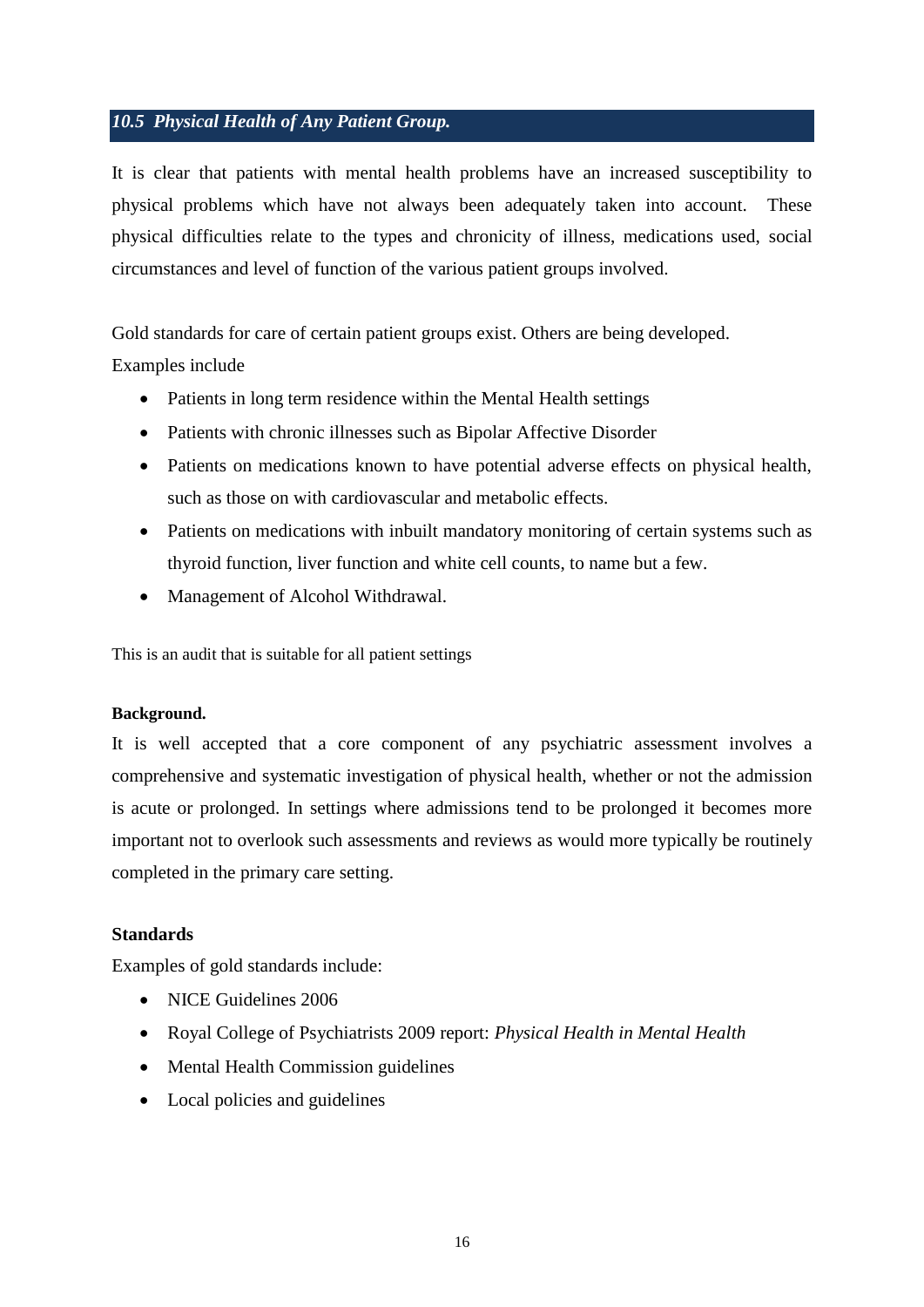## *10.5 Physical Health of Any Patient Group.*

It is clear that patients with mental health problems have an increased susceptibility to physical problems which have not always been adequately taken into account. These physical difficulties relate to the types and chronicity of illness, medications used, social circumstances and level of function of the various patient groups involved.

Gold standards for care of certain patient groups exist. Others are being developed.
Examples include

- Patients in long term residence within the Mental Health settings
- Patients with chronic illnesses such as Bipolar Affective Disorder
- Patients on medications known to have potential adverse effects on physical health, such as those on with cardiovascular and metabolic effects.
- Patients on medications with inbuilt mandatory monitoring of certain systems such as thyroid function, liver function and white cell counts, to name but a few.
- Management of Alcohol Withdrawal.

This is an audit that is suitable for all patient settings

**Background.**

It is well accepted that a core component of any psychiatric assessment involves a comprehensive and systematic investigation of physical health, whether or not the admission is acute or prolonged. In settings where admissions tend to be prolonged it becomes more important not to overlook such assessments and reviews as would more typically be routinely completed in the primary care setting.

**Standards**

Examples of gold standards include:

- NICE Guidelines 2006
- Royal College of Psychiatrists 2009 report: *Physical Health in Mental Health*
- Mental Health Commission guidelines
- Local policies and guidelines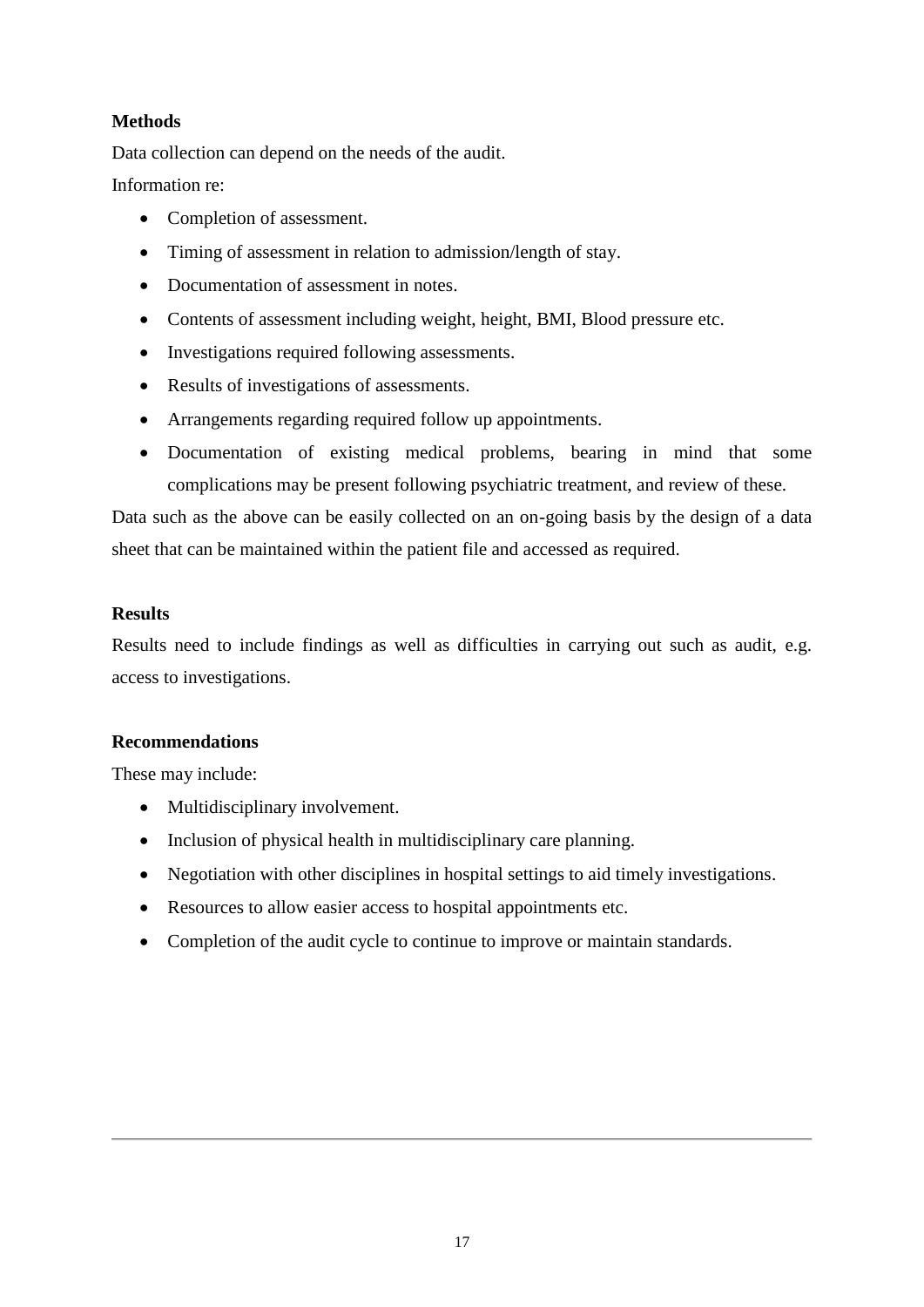**Methods**

Data collection can depend on the needs of the audit.

Information re:

- Completion of assessment.
- Timing of assessment in relation to admission/length of stay.
- Documentation of assessment in notes.
- Contents of assessment including weight, height, BMI, Blood pressure etc.
- Investigations required following assessments.
- Results of investigations of assessments.
- Arrangements regarding required follow up appointments.
- Documentation of existing medical problems, bearing in mind that some complications may be present following psychiatric treatment, and review of these.

Data such as the above can be easily collected on an on-going basis by the design of a data sheet that can be maintained within the patient file and accessed as required.

**Results**

Results need to include findings as well as difficulties in carrying out such as audit, e.g. access to investigations.

**Recommendations**

These may include:

- Multidisciplinary involvement.
- Inclusion of physical health in multidisciplinary care planning.
- Negotiation with other disciplines in hospital settings to aid timely investigations.
- Resources to allow easier access to hospital appointments etc.
- Completion of the audit cycle to continue to improve or maintain standards.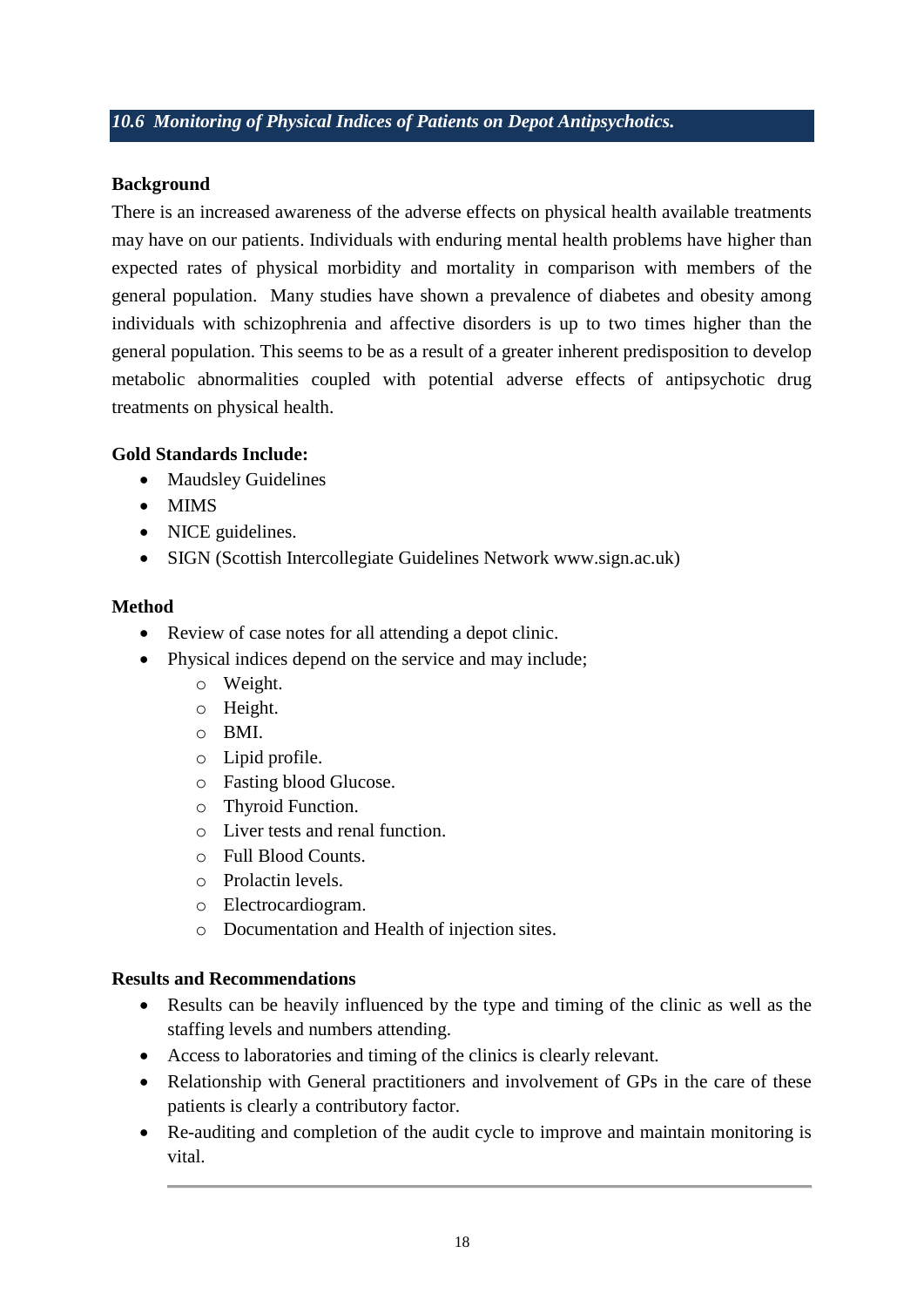## *10.6 Monitoring of Physical Indices of Patients on Depot Antipsychotics.*

**Background**

There is an increased awareness of the adverse effects on physical health available treatments may have on our patients. Individuals with enduring mental health problems have higher than expected rates of physical morbidity and mortality in comparison with members of the general population. Many studies have shown a prevalence of diabetes and obesity among individuals with schizophrenia and affective disorders is up to two times higher than the general population. This seems to be as a result of a greater inherent predisposition to develop metabolic abnormalities coupled with potential adverse effects of antipsychotic drug treatments on physical health.

**Gold Standards Include:**

- Maudsley Guidelines
- MIMS
- NICE guidelines.
- SIGN (Scottish Intercollegiate Guidelines Network www.sign.ac.uk)

**Method**

- Review of case notes for all attending a depot clinic.
- Physical indices depend on the service and may include;
  - Weight.
  - Height.
  - BMI.
  - Lipid profile.
  - Fasting blood Glucose.
  - Thyroid Function.
  - Liver tests and renal function.
  - Full Blood Counts.
  - Prolactin levels.
  - Electrocardiogram.
  - Documentation and Health of injection sites.

**Results and Recommendations**

- Results can be heavily influenced by the type and timing of the clinic as well as the staffing levels and numbers attending.
- Access to laboratories and timing of the clinics is clearly relevant.
- Relationship with General practitioners and involvement of GPs in the care of these patients is clearly a contributory factor.
- Re-auditing and completion of the audit cycle to improve and maintain monitoring is vital.